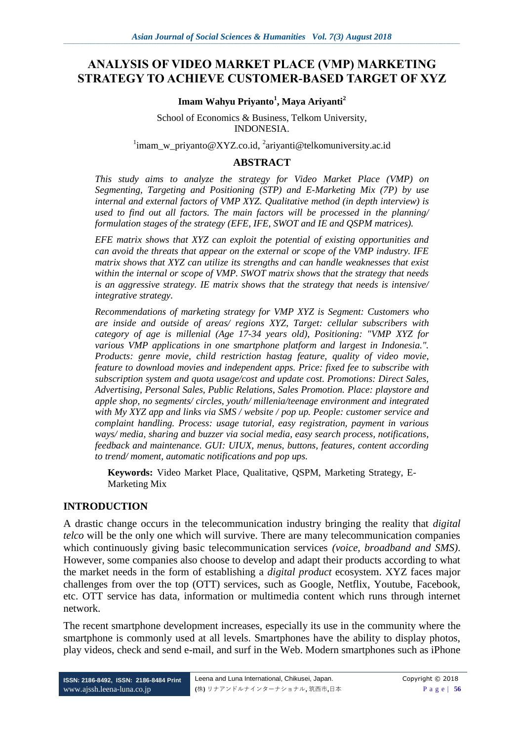# ANALYSIS OF VIDEO MARKET PLACE (VMP) MARKETING STRATEGY TO ACHIEVE CUSTOMER-BASED TARGET OF XYZ

**Imam Wahyu Priyanto[1], Maya Ariyanti[2]**

School of Economics & Business, Telkom University,
INDONESIA.

[1]imam_w_priyanto@XYZ.co.id, [2]ariyanti@telkomuniversity.ac.id

## ABSTRACT

*This study aims to analyze the strategy for Video Market Place (VMP) on Segmenting, Targeting and Positioning (STP) and E-Marketing Mix (7P) by use internal and external factors of VMP XYZ. Qualitative method (in depth interview) is used to find out all factors. The main factors will be processed in the planning/ formulation stages of the strategy (EFE, IFE, SWOT and IE and QSPM matrices).*

*EFE matrix shows that XYZ can exploit the potential of existing opportunities and can avoid the threats that appear on the external or scope of the VMP industry. IFE matrix shows that XYZ can utilize its strengths and can handle weaknesses that exist within the internal or scope of VMP. SWOT matrix shows that the strategy that needs is an aggressive strategy. IE matrix shows that the strategy that needs is intensive/ integrative strategy.*

*Recommendations of marketing strategy for VMP XYZ is Segment: Customers who are inside and outside of areas/ regions XYZ, Target: cellular subscribers with category of age is millenial (Age 17-34 years old), Positioning: "VMP XYZ for various VMP applications in one smartphone platform and largest in Indonesia.". Products: genre movie, child restriction hastag feature, quality of video movie, feature to download movies and independent apps. Price: fixed fee to subscribe with subscription system and quota usage/cost and update cost. Promotions: Direct Sales, Advertising, Personal Sales, Public Relations, Sales Promotion. Place: playstore and apple shop, no segments/ circles, youth/ millenia/teenage environment and integrated with My XYZ app and links via SMS / website / pop up. People: customer service and complaint handling. Process: usage tutorial, easy registration, payment in various ways/ media, sharing and buzzer via social media, easy search process, notifications, feedback and maintenance. GUI: UIUX, menus, buttons, features, content according to trend/ moment, automatic notifications and pop ups.*

**Keywords:** Video Market Place, Qualitative, QSPM, Marketing Strategy, E-Marketing Mix

## INTRODUCTION

A drastic change occurs in the telecommunication industry bringing the reality that *digital telco* will be the only one which will survive. There are many telecommunication companies which continuously giving basic telecommunication services *(voice, broadband and SMS)*. However, some companies also choose to develop and adapt their products according to what the market needs in the form of establishing a *digital product* ecosystem. XYZ faces major challenges from over the top (OTT) services, such as Google, Netflix, Youtube, Facebook, etc. OTT service has data, information or multimedia content which runs through internet network.

The recent smartphone development increases, especially its use in the community where the smartphone is commonly used at all levels. Smartphones have the ability to display photos, play videos, check and send e-mail, and surf in the Web. Modern smartphones such as iPhone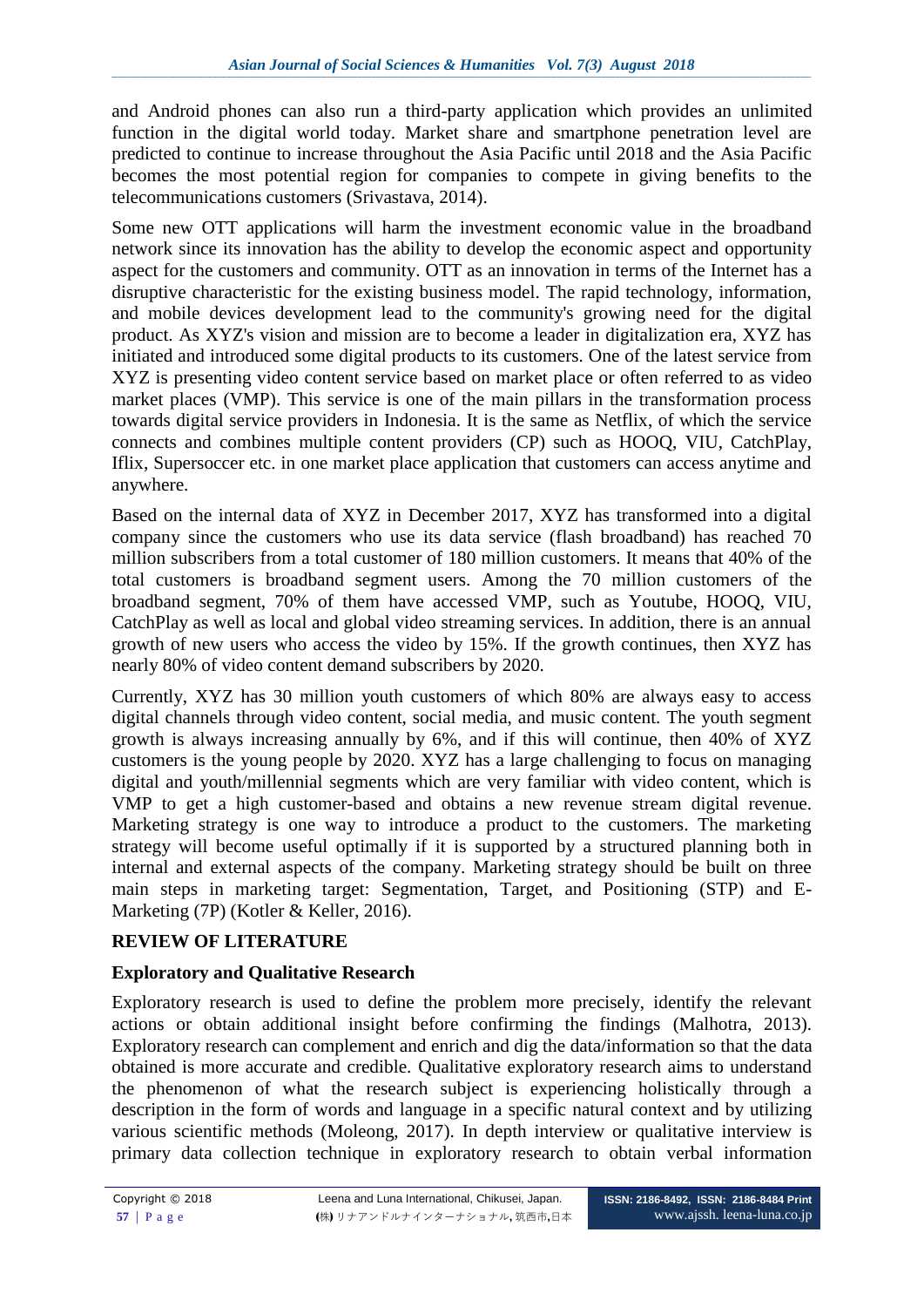and Android phones can also run a third-party application which provides an unlimited function in the digital world today. Market share and smartphone penetration level are predicted to continue to increase throughout the Asia Pacific until 2018 and the Asia Pacific becomes the most potential region for companies to compete in giving benefits to the telecommunications customers (Srivastava, 2014).

Some new OTT applications will harm the investment economic value in the broadband network since its innovation has the ability to develop the economic aspect and opportunity aspect for the customers and community. OTT as an innovation in terms of the Internet has a disruptive characteristic for the existing business model. The rapid technology, information, and mobile devices development lead to the community's growing need for the digital product. As XYZ's vision and mission are to become a leader in digitalization era, XYZ has initiated and introduced some digital products to its customers. One of the latest service from XYZ is presenting video content service based on market place or often referred to as video market places (VMP). This service is one of the main pillars in the transformation process towards digital service providers in Indonesia. It is the same as Netflix, of which the service connects and combines multiple content providers (CP) such as HOOQ, VIU, CatchPlay, Iflix, Supersoccer etc. in one market place application that customers can access anytime and anywhere.

Based on the internal data of XYZ in December 2017, XYZ has transformed into a digital company since the customers who use its data service (flash broadband) has reached 70 million subscribers from a total customer of 180 million customers. It means that 40% of the total customers is broadband segment users. Among the 70 million customers of the broadband segment, 70% of them have accessed VMP, such as Youtube, HOOQ, VIU, CatchPlay as well as local and global video streaming services. In addition, there is an annual growth of new users who access the video by 15%. If the growth continues, then XYZ has nearly 80% of video content demand subscribers by 2020.

Currently, XYZ has 30 million youth customers of which 80% are always easy to access digital channels through video content, social media, and music content. The youth segment growth is always increasing annually by 6%, and if this will continue, then 40% of XYZ customers is the young people by 2020. XYZ has a large challenging to focus on managing digital and youth/millennial segments which are very familiar with video content, which is VMP to get a high customer-based and obtains a new revenue stream digital revenue. Marketing strategy is one way to introduce a product to the customers. The marketing strategy will become useful optimally if it is supported by a structured planning both in internal and external aspects of the company. Marketing strategy should be built on three main steps in marketing target: Segmentation, Target, and Positioning (STP) and E-Marketing (7P) (Kotler & Keller, 2016).

## REVIEW OF LITERATURE

### Exploratory and Qualitative Research

Exploratory research is used to define the problem more precisely, identify the relevant actions or obtain additional insight before confirming the findings (Malhotra, 2013). Exploratory research can complement and enrich and dig the data/information so that the data obtained is more accurate and credible. Qualitative exploratory research aims to understand the phenomenon of what the research subject is experiencing holistically through a description in the form of words and language in a specific natural context and by utilizing various scientific methods (Moleong, 2017). In depth interview or qualitative interview is primary data collection technique in exploratory research to obtain verbal information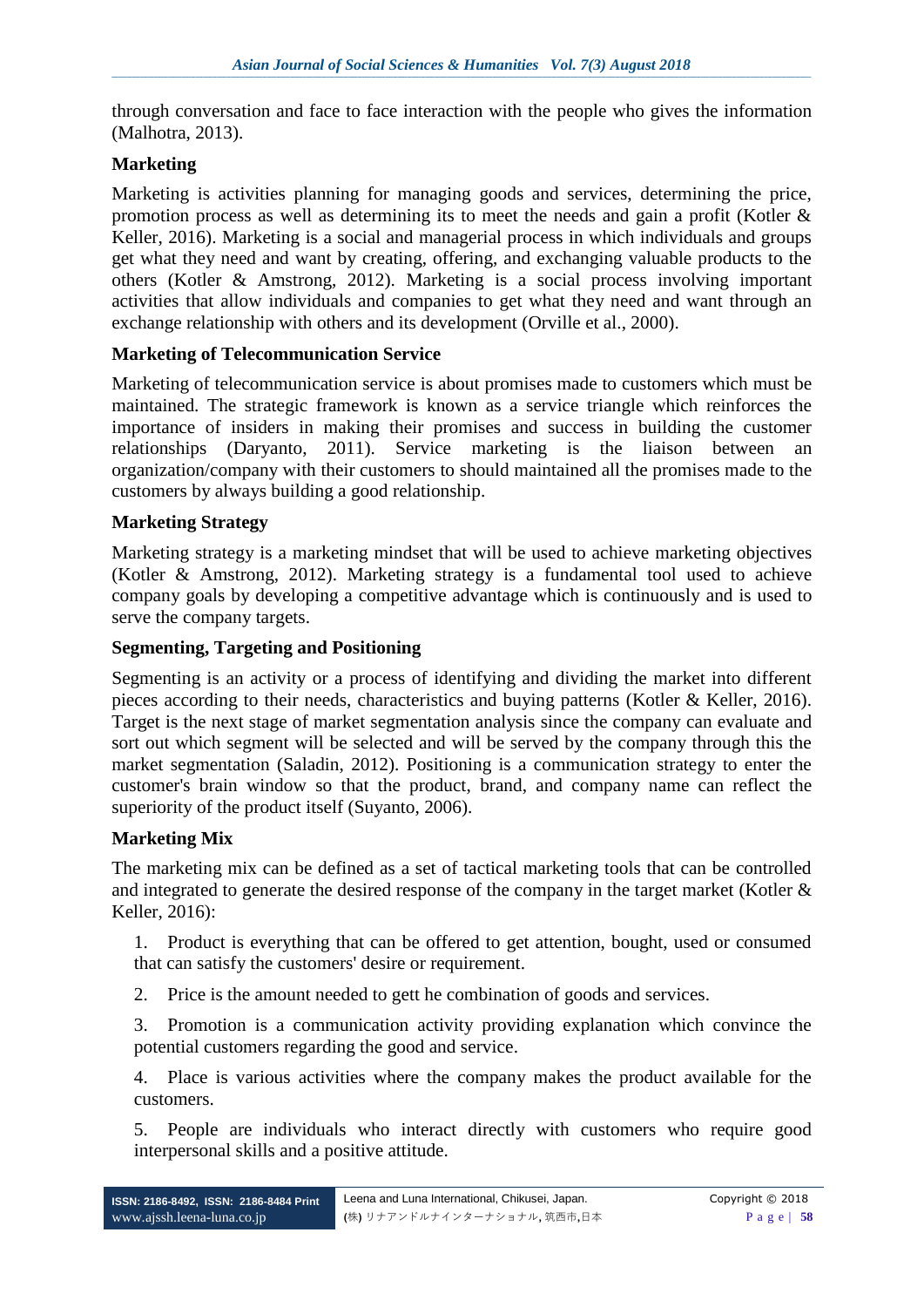through conversation and face to face interaction with the people who gives the information (Malhotra, 2013).

## Marketing

Marketing is activities planning for managing goods and services, determining the price, promotion process as well as determining its to meet the needs and gain a profit (Kotler & Keller, 2016). Marketing is a social and managerial process in which individuals and groups get what they need and want by creating, offering, and exchanging valuable products to the others (Kotler & Amstrong, 2012). Marketing is a social process involving important activities that allow individuals and companies to get what they need and want through an exchange relationship with others and its development (Orville et al., 2000).

## Marketing of Telecommunication Service

Marketing of telecommunication service is about promises made to customers which must be maintained. The strategic framework is known as a service triangle which reinforces the importance of insiders in making their promises and success in building the customer relationships (Daryanto, 2011). Service marketing is the liaison between an organization/company with their customers to should maintained all the promises made to the customers by always building a good relationship.

## Marketing Strategy

Marketing strategy is a marketing mindset that will be used to achieve marketing objectives (Kotler & Amstrong, 2012). Marketing strategy is a fundamental tool used to achieve company goals by developing a competitive advantage which is continuously and is used to serve the company targets.

## Segmenting, Targeting and Positioning

Segmenting is an activity or a process of identifying and dividing the market into different pieces according to their needs, characteristics and buying patterns (Kotler & Keller, 2016). Target is the next stage of market segmentation analysis since the company can evaluate and sort out which segment will be selected and will be served by the company through this the market segmentation (Saladin, 2012). Positioning is a communication strategy to enter the customer's brain window so that the product, brand, and company name can reflect the superiority of the product itself (Suyanto, 2006).

## Marketing Mix

The marketing mix can be defined as a set of tactical marketing tools that can be controlled and integrated to generate the desired response of the company in the target market (Kotler & Keller, 2016):

1. Product is everything that can be offered to get attention, bought, used or consumed that can satisfy the customers' desire or requirement.
2. Price is the amount needed to gett he combination of goods and services.
3. Promotion is a communication activity providing explanation which convince the potential customers regarding the good and service.
4. Place is various activities where the company makes the product available for the customers.
5. People are individuals who interact directly with customers who require good interpersonal skills and a positive attitude.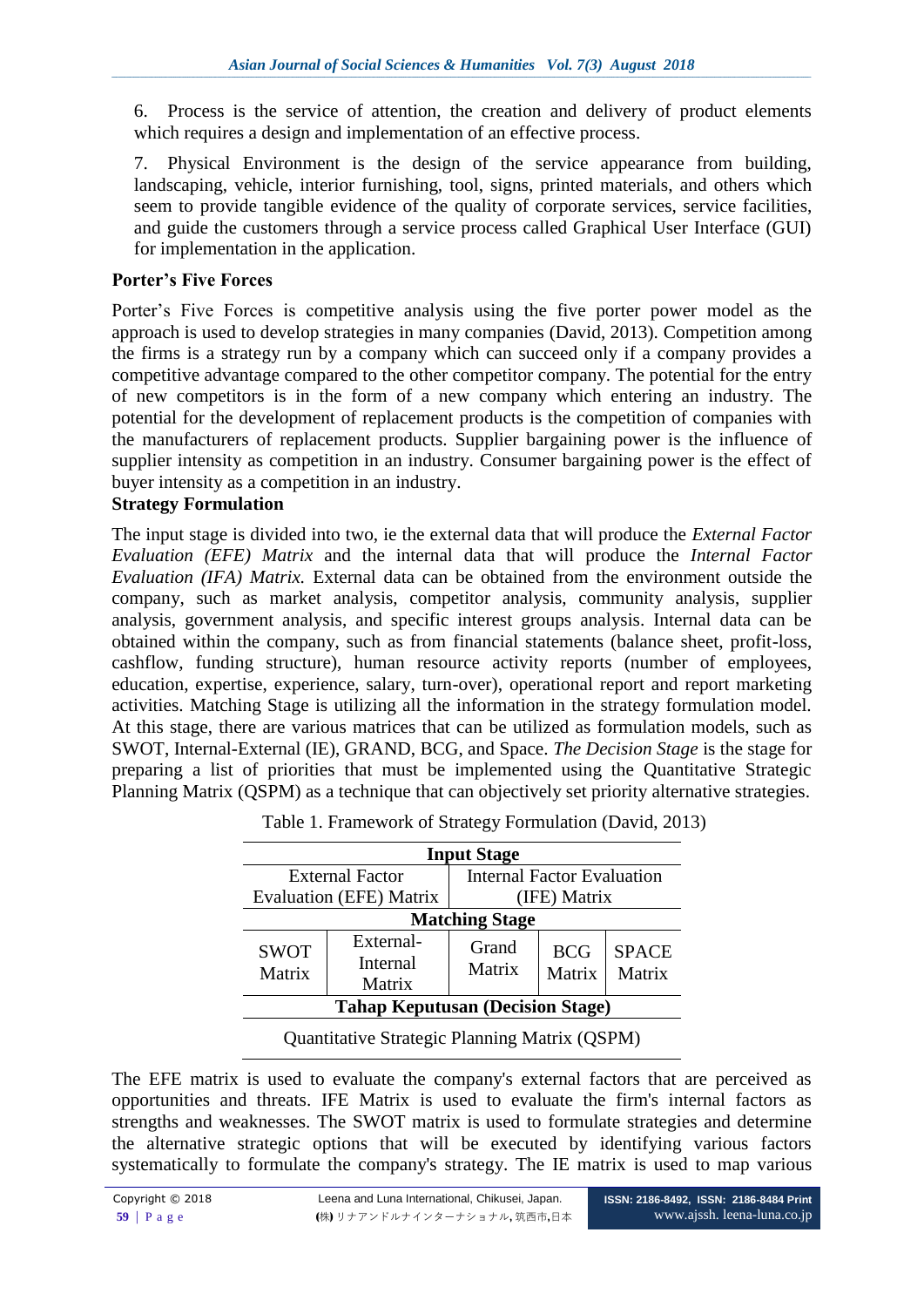6. Process is the service of attention, the creation and delivery of product elements which requires a design and implementation of an effective process.

7. Physical Environment is the design of the service appearance from building, landscaping, vehicle, interior furnishing, tool, signs, printed materials, and others which seem to provide tangible evidence of the quality of corporate services, service facilities, and guide the customers through a service process called Graphical User Interface (GUI) for implementation in the application.

**Porter's Five Forces**

Porter's Five Forces is competitive analysis using the five porter power model as the approach is used to develop strategies in many companies (David, 2013). Competition among the firms is a strategy run by a company which can succeed only if a company provides a competitive advantage compared to the other competitor company. The potential for the entry of new competitors is in the form of a new company which entering an industry. The potential for the development of replacement products is the competition of companies with the manufacturers of replacement products. Supplier bargaining power is the influence of supplier intensity as competition in an industry. Consumer bargaining power is the effect of buyer intensity as a competition in an industry.

**Strategy Formulation**

The input stage is divided into two, ie the external data that will produce the *External Factor Evaluation (EFE) Matrix* and the internal data that will produce the *Internal Factor Evaluation (IFA) Matrix.* External data can be obtained from the environment outside the company, such as market analysis, competitor analysis, community analysis, supplier analysis, government analysis, and specific interest groups analysis. Internal data can be obtained within the company, such as from financial statements (balance sheet, profit-loss, cashflow, funding structure), human resource activity reports (number of employees, education, expertise, experience, salary, turn-over), operational report and report marketing activities. Matching Stage is utilizing all the information in the strategy formulation model. At this stage, there are various matrices that can be utilized as formulation models, such as SWOT, Internal-External (IE), GRAND, BCG, and Space. *The Decision Stage* is the stage for preparing a list of priorities that must be implemented using the Quantitative Strategic Planning Matrix (QSPM) as a technique that can objectively set priority alternative strategies.

Table 1. Framework of Strategy Formulation (David, 2013)

| **Input Stage** | | | | |
|---|---|---|---|---|
| External Factor Evaluation (EFE) Matrix | | Internal Factor Evaluation (IFE) Matrix | | |
| **Matching Stage** | | | | |
| SWOT Matrix | External-Internal Matrix | Grand Matrix | BCG Matrix | SPACE Matrix |
| **Tahap Keputusan (Decision Stage)** | | | | |
| Quantitative Strategic Planning Matrix (QSPM) | | | | |

The EFE matrix is used to evaluate the company's external factors that are perceived as opportunities and threats. IFE Matrix is used to evaluate the firm's internal factors as strengths and weaknesses. The SWOT matrix is used to formulate strategies and determine the alternative strategic options that will be executed by identifying various factors systematically to formulate the company's strategy. The IE matrix is used to map various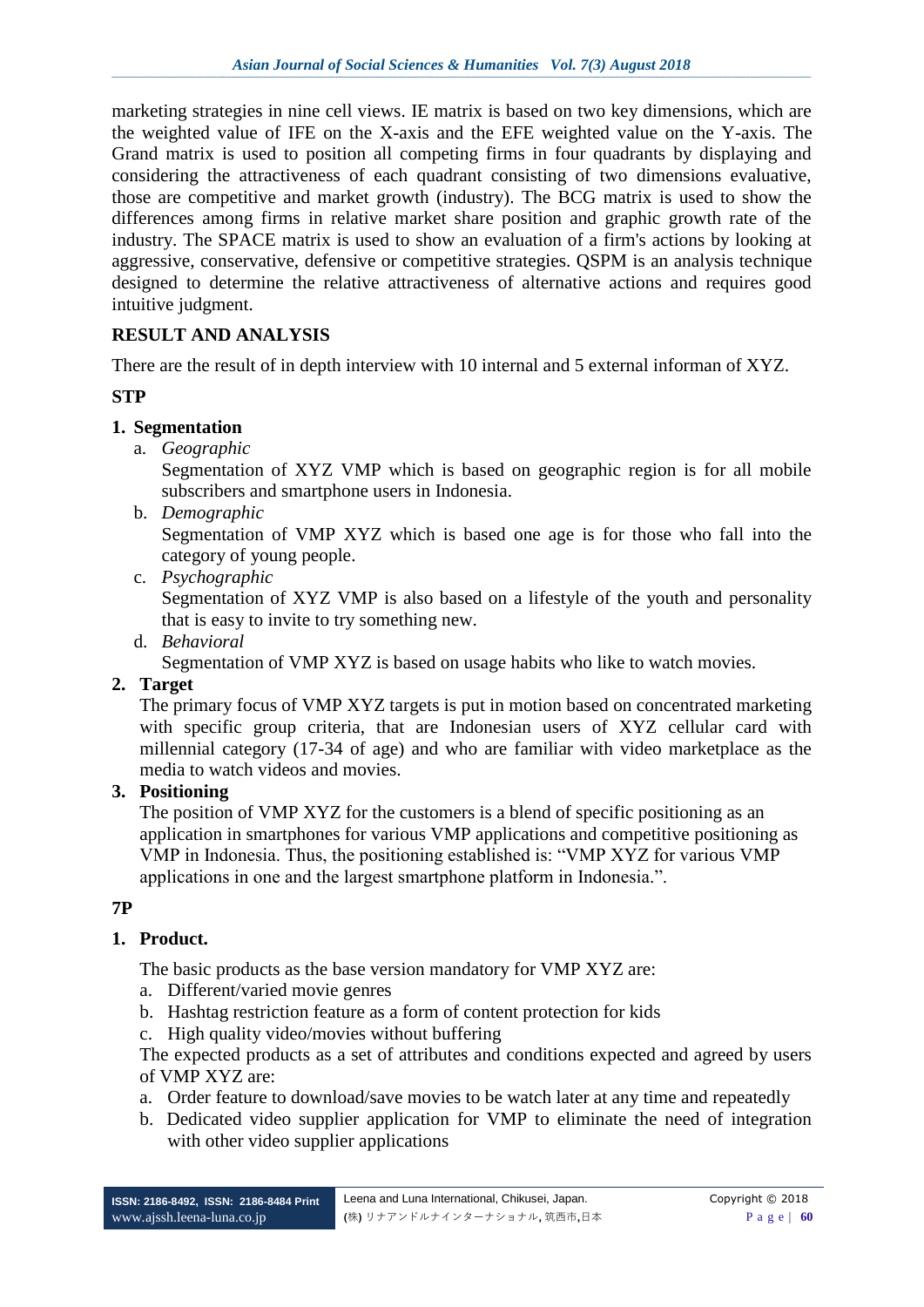marketing strategies in nine cell views. IE matrix is based on two key dimensions, which are the weighted value of IFE on the X-axis and the EFE weighted value on the Y-axis. The Grand matrix is used to position all competing firms in four quadrants by displaying and considering the attractiveness of each quadrant consisting of two dimensions evaluative, those are competitive and market growth (industry). The BCG matrix is used to show the differences among firms in relative market share position and graphic growth rate of the industry. The SPACE matrix is used to show an evaluation of a firm's actions by looking at aggressive, conservative, defensive or competitive strategies. QSPM is an analysis technique designed to determine the relative attractiveness of alternative actions and requires good intuitive judgment.

## RESULT AND ANALYSIS

There are the result of in depth interview with 10 internal and 5 external informan of XYZ.

### STP

**1. Segmentation**

a. *Geographic*
Segmentation of XYZ VMP which is based on geographic region is for all mobile subscribers and smartphone users in Indonesia.

b. *Demographic*
Segmentation of VMP XYZ which is based one age is for those who fall into the category of young people.

c. *Psychographic*
Segmentation of XYZ VMP is also based on a lifestyle of the youth and personality that is easy to invite to try something new.

d. *Behavioral*
Segmentation of VMP XYZ is based on usage habits who like to watch movies.

**2. Target**

The primary focus of VMP XYZ targets is put in motion based on concentrated marketing with specific group criteria, that are Indonesian users of XYZ cellular card with millennial category (17-34 of age) and who are familiar with video marketplace as the media to watch videos and movies.

**3. Positioning**

The position of VMP XYZ for the customers is a blend of specific positioning as an application in smartphones for various VMP applications and competitive positioning as VMP in Indonesia. Thus, the positioning established is: "VMP XYZ for various VMP applications in one and the largest smartphone platform in Indonesia.".

### 7P

**1. Product.**

The basic products as the base version mandatory for VMP XYZ are:

a. Different/varied movie genres
b. Hashtag restriction feature as a form of content protection for kids
c. High quality video/movies without buffering

The expected products as a set of attributes and conditions expected and agreed by users of VMP XYZ are:

a. Order feature to download/save movies to be watch later at any time and repeatedly
b. Dedicated video supplier application for VMP to eliminate the need of integration with other video supplier applications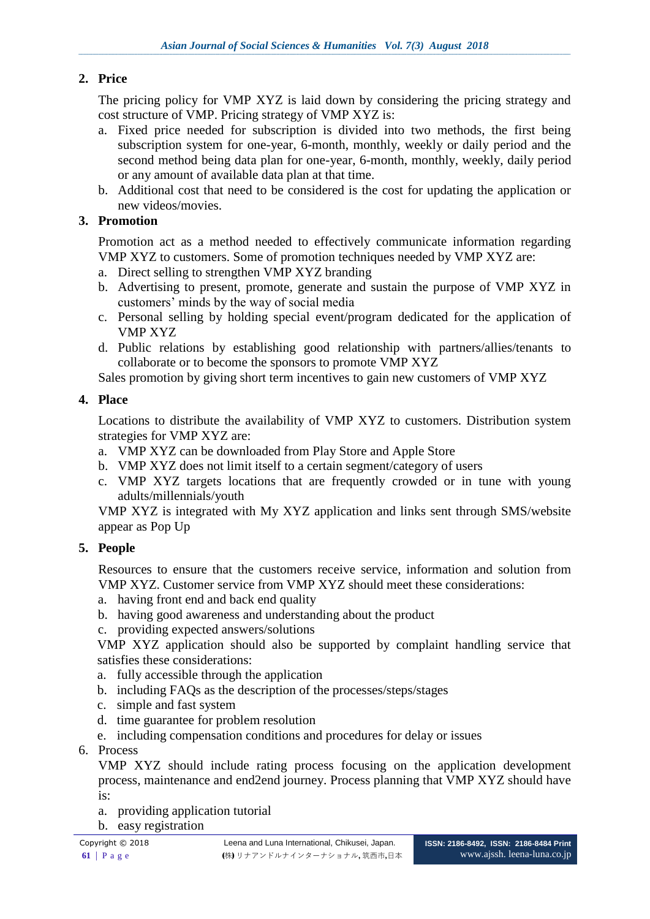**2. Price**

The pricing policy for VMP XYZ is laid down by considering the pricing strategy and cost structure of VMP. Pricing strategy of VMP XYZ is:

a. Fixed price needed for subscription is divided into two methods, the first being subscription system for one-year, 6-month, monthly, weekly or daily period and the second method being data plan for one-year, 6-month, monthly, weekly, daily period or any amount of available data plan at that time.
b. Additional cost that need to be considered is the cost for updating the application or new videos/movies.

**3. Promotion**

Promotion act as a method needed to effectively communicate information regarding VMP XYZ to customers. Some of promotion techniques needed by VMP XYZ are:

a. Direct selling to strengthen VMP XYZ branding
b. Advertising to present, promote, generate and sustain the purpose of VMP XYZ in customers' minds by the way of social media
c. Personal selling by holding special event/program dedicated for the application of VMP XYZ
d. Public relations by establishing good relationship with partners/allies/tenants to collaborate or to become the sponsors to promote VMP XYZ

Sales promotion by giving short term incentives to gain new customers of VMP XYZ

**4. Place**

Locations to distribute the availability of VMP XYZ to customers. Distribution system strategies for VMP XYZ are:

a. VMP XYZ can be downloaded from Play Store and Apple Store
b. VMP XYZ does not limit itself to a certain segment/category of users
c. VMP XYZ targets locations that are frequently crowded or in tune with young adults/millennials/youth

VMP XYZ is integrated with My XYZ application and links sent through SMS/website appear as Pop Up

**5. People**

Resources to ensure that the customers receive service, information and solution from VMP XYZ. Customer service from VMP XYZ should meet these considerations:

a. having front end and back end quality
b. having good awareness and understanding about the product
c. providing expected answers/solutions

VMP XYZ application should also be supported by complaint handling service that satisfies these considerations:

a. fully accessible through the application
b. including FAQs as the description of the processes/steps/stages
c. simple and fast system
d. time guarantee for problem resolution
e. including compensation conditions and procedures for delay or issues

6. Process

VMP XYZ should include rating process focusing on the application development process, maintenance and end2end journey. Process planning that VMP XYZ should have is:

a. providing application tutorial
b. easy registration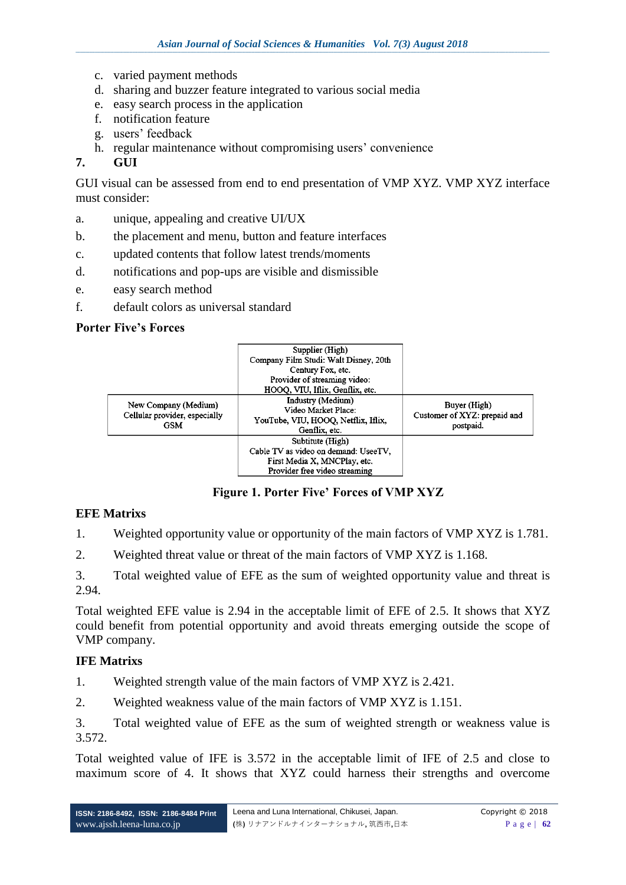c. varied payment methods
d. sharing and buzzer feature integrated to various social media
e. easy search process in the application
f. notification feature
g. users' feedback
h. regular maintenance without compromising users' convenience

**7. GUI**

GUI visual can be assessed from end to end presentation of VMP XYZ. VMP XYZ interface must consider:

a. unique, appealing and creative UI/UX
b. the placement and menu, button and feature interfaces
c. updated contents that follow latest trends/moments
d. notifications and pop-ups are visible and dismissible
e. easy search method
f. default colors as universal standard

**Porter Five's Forces**

| | | |
|---|---|---|
| | Supplier (High)<br>Company Film Studi: Walt Disney, 20th Century Fox, etc.<br>Provider of streaming video: HOOQ, VIU, Iflix, Genflix, etc. | |
| New Company (Medium)<br>Cellular provider, especially GSM | Industry (Medium)<br>Video Market Place:<br>YouTube, VIU, HOOQ, Netflix, Iflix, Genflix, etc. | Buyer (High)<br>Customer of XYZ: prepaid and postpaid. |
| | Subtitute (High)<br>Cable TV as video on demand: UseeTV, First Media X, MNCPlay, etc.<br>Provider free video streaming | |

**Figure 1. Porter Five' Forces of VMP XYZ**

**EFE Matrixs**

1. Weighted opportunity value or opportunity of the main factors of VMP XYZ is 1.781.
2. Weighted threat value or threat of the main factors of VMP XYZ is 1.168.
3. Total weighted value of EFE as the sum of weighted opportunity value and threat is 2.94.

Total weighted EFE value is 2.94 in the acceptable limit of EFE of 2.5. It shows that XYZ could benefit from potential opportunity and avoid threats emerging outside the scope of VMP company.

**IFE Matrixs**

1. Weighted strength value of the main factors of VMP XYZ is 2.421.
2. Weighted weakness value of the main factors of VMP XYZ is 1.151.
3. Total weighted value of EFE as the sum of weighted strength or weakness value is 3.572.

Total weighted value of IFE is 3.572 in the acceptable limit of IFE of 2.5 and close to maximum score of 4. It shows that XYZ could harness their strengths and overcome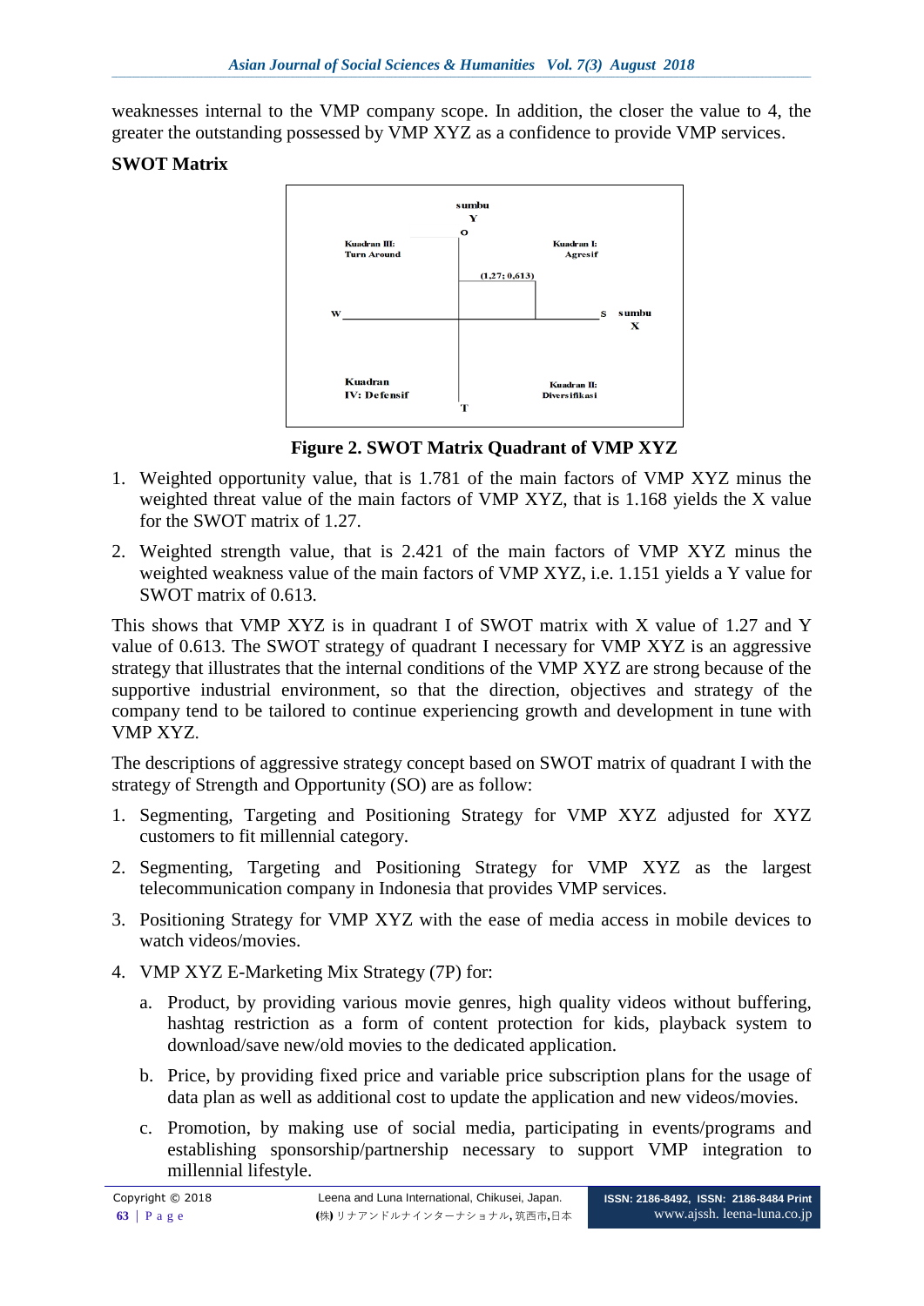weaknesses internal to the VMP company scope. In addition, the closer the value to 4, the greater the outstanding possessed by VMP XYZ as a confidence to provide VMP services.

**SWOT Matrix**

Figure 2. SWOT Matrix Quadrant of VMP XYZ

1. Weighted opportunity value, that is 1.781 of the main factors of VMP XYZ minus the weighted threat value of the main factors of VMP XYZ, that is 1.168 yields the X value for the SWOT matrix of 1.27.
2. Weighted strength value, that is 2.421 of the main factors of VMP XYZ minus the weighted weakness value of the main factors of VMP XYZ, i.e. 1.151 yields a Y value for SWOT matrix of 0.613.

This shows that VMP XYZ is in quadrant I of SWOT matrix with X value of 1.27 and Y value of 0.613. The SWOT strategy of quadrant I necessary for VMP XYZ is an aggressive strategy that illustrates that the internal conditions of the VMP XYZ are strong because of the supportive industrial environment, so that the direction, objectives and strategy of the company tend to be tailored to continue experiencing growth and development in tune with VMP XYZ.

The descriptions of aggressive strategy concept based on SWOT matrix of quadrant I with the strategy of Strength and Opportunity (SO) are as follow:

1. Segmenting, Targeting and Positioning Strategy for VMP XYZ adjusted for XYZ customers to fit millennial category.
2. Segmenting, Targeting and Positioning Strategy for VMP XYZ as the largest telecommunication company in Indonesia that provides VMP services.
3. Positioning Strategy for VMP XYZ with the ease of media access in mobile devices to watch videos/movies.
4. VMP XYZ E-Marketing Mix Strategy (7P) for:
   a. Product, by providing various movie genres, high quality videos without buffering, hashtag restriction as a form of content protection for kids, playback system to download/save new/old movies to the dedicated application.
   b. Price, by providing fixed price and variable price subscription plans for the usage of data plan as well as additional cost to update the application and new videos/movies.
   c. Promotion, by making use of social media, participating in events/programs and establishing sponsorship/partnership necessary to support VMP integration to millennial lifestyle.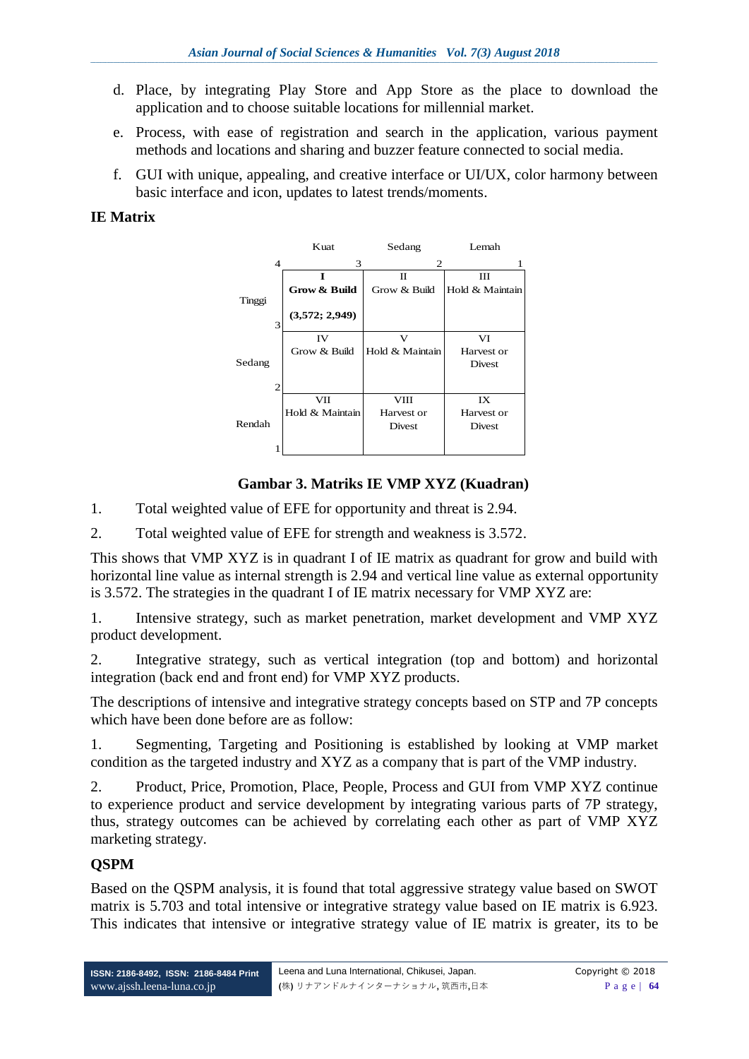d. Place, by integrating Play Store and App Store as the place to download the application and to choose suitable locations for millennial market.

e. Process, with ease of registration and search in the application, various payment methods and locations and sharing and buzzer feature connected to social media.

f. GUI with unique, appealing, and creative interface or UI/UX, color harmony between basic interface and icon, updates to latest trends/moments.

## IE Matrix

| | Kuat (4–3) | Sedang (3–2) | Lemah (2–1) |
|---|---|---|---|
| **Tinggi (4–3)** | **I** **Grow & Build** **(3,572; 2,949)** | II Grow & Build | III Hold & Maintain |
| **Sedang (3–2)** | IV Grow & Build | V Hold & Maintain | VI Harvest or Divest |
| **Rendah (2–1)** | VII Hold & Maintain | VIII Harvest or Divest | IX Harvest or Divest |

**Gambar 3. Matriks IE VMP XYZ (Kuadran)**

1. Total weighted value of EFE for opportunity and threat is 2.94.
2. Total weighted value of EFE for strength and weakness is 3.572.

This shows that VMP XYZ is in quadrant I of IE matrix as quadrant for grow and build with horizontal line value as internal strength is 2.94 and vertical line value as external opportunity is 3.572. The strategies in the quadrant I of IE matrix necessary for VMP XYZ are:

1. Intensive strategy, such as market penetration, market development and VMP XYZ product development.
2. Integrative strategy, such as vertical integration (top and bottom) and horizontal integration (back end and front end) for VMP XYZ products.

The descriptions of intensive and integrative strategy concepts based on STP and 7P concepts which have been done before are as follow:

1. Segmenting, Targeting and Positioning is established by looking at VMP market condition as the targeted industry and XYZ as a company that is part of the VMP industry.
2. Product, Price, Promotion, Place, People, Process and GUI from VMP XYZ continue to experience product and service development by integrating various parts of 7P strategy, thus, strategy outcomes can be achieved by correlating each other as part of VMP XYZ marketing strategy.

## QSPM

Based on the QSPM analysis, it is found that total aggressive strategy value based on SWOT matrix is 5.703 and total intensive or integrative strategy value based on IE matrix is 6.923. This indicates that intensive or integrative strategy value of IE matrix is greater, its to be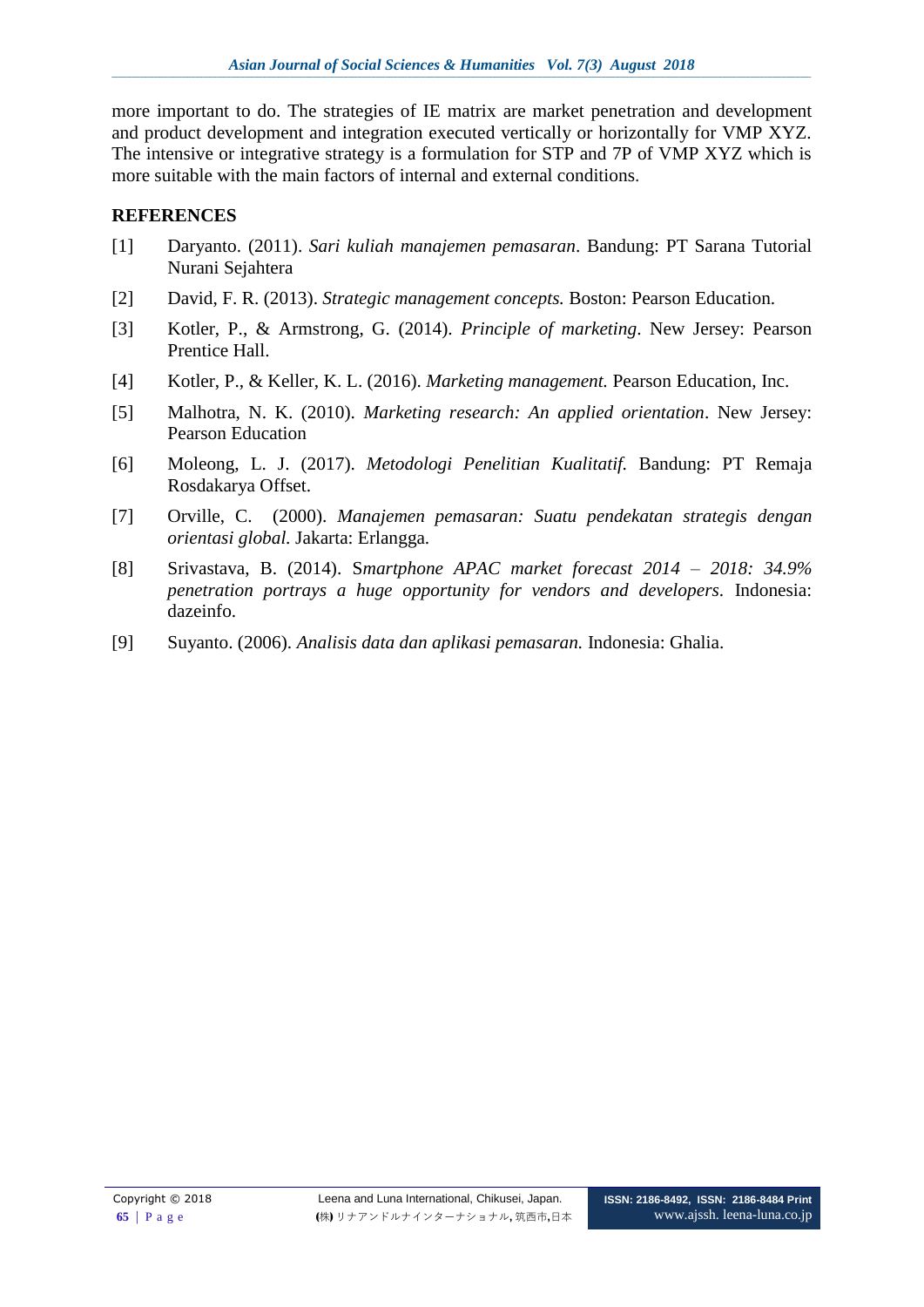more important to do. The strategies of IE matrix are market penetration and development and product development and integration executed vertically or horizontally for VMP XYZ. The intensive or integrative strategy is a formulation for STP and 7P of VMP XYZ which is more suitable with the main factors of internal and external conditions.

## REFERENCES

[1] Daryanto. (2011). *Sari kuliah manajemen pemasaran*. Bandung: PT Sarana Tutorial Nurani Sejahtera

[2] David, F. R. (2013). *Strategic management concepts.* Boston: Pearson Education.

[3] Kotler, P., & Armstrong, G. (2014). *Principle of marketing*. New Jersey: Pearson Prentice Hall.

[4] Kotler, P., & Keller, K. L. (2016). *Marketing management.* Pearson Education, Inc.

[5] Malhotra, N. K. (2010). *Marketing research: An applied orientation*. New Jersey: Pearson Education

[6] Moleong, L. J. (2017). *Metodologi Penelitian Kualitatif.* Bandung: PT Remaja Rosdakarya Offset.

[7] Orville, C. (2000). *Manajemen pemasaran: Suatu pendekatan strategis dengan orientasi global.* Jakarta: Erlangga.

[8] Srivastava, B. (2014). S*martphone APAC market forecast 2014 – 2018: 34.9% penetration portrays a huge opportunity for vendors and developers*. Indonesia: dazeinfo.

[9] Suyanto. (2006). *Analisis data dan aplikasi pemasaran.* Indonesia: Ghalia.